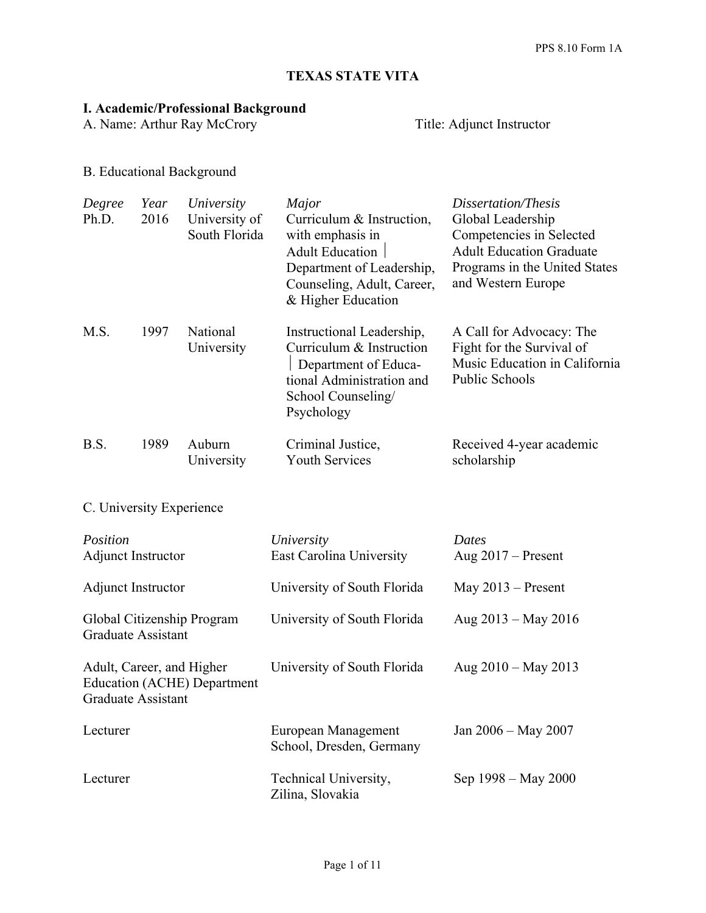# TEXAS STATE VITA

## I. Academic/Professional Background

A. Name: Arthur Ray McCrory — Title: Adjunct Instructor

B. Educational Background

| *Degree* | *Year* | *University* | *Major* | *Dissertation/Thesis* |
|---|---|---|---|---|
| Ph.D. | 2016 | University of South Florida | Curriculum & Instruction, with emphasis in Adult Education │ Department of Leadership, Counseling, Adult, Career, & Higher Education | Global Leadership Competencies in Selected Adult Education Graduate Programs in the United States and Western Europe |
| M.S. | 1997 | National University | Instructional Leadership, Curriculum & Instruction │ Department of Educational Administration and School Counseling/ Psychology | A Call for Advocacy: The Fight for the Survival of Music Education in California Public Schools |
| B.S. | 1989 | Auburn University | Criminal Justice, Youth Services | Received 4-year academic scholarship |

C. University Experience

| *Position* | *University* | *Dates* |
|---|---|---|
| Adjunct Instructor | East Carolina University | Aug 2017 – Present |
| Adjunct Instructor | University of South Florida | May 2013 – Present |
| Global Citizenship Program Graduate Assistant | University of South Florida | Aug 2013 – May 2016 |
| Adult, Career, and Higher Education (ACHE) Department Graduate Assistant | University of South Florida | Aug 2010 – May 2013 |
| Lecturer | European Management School, Dresden, Germany | Jan 2006 – May 2007 |
| Lecturer | Technical University, Zilina, Slovakia | Sep 1998 – May 2000 |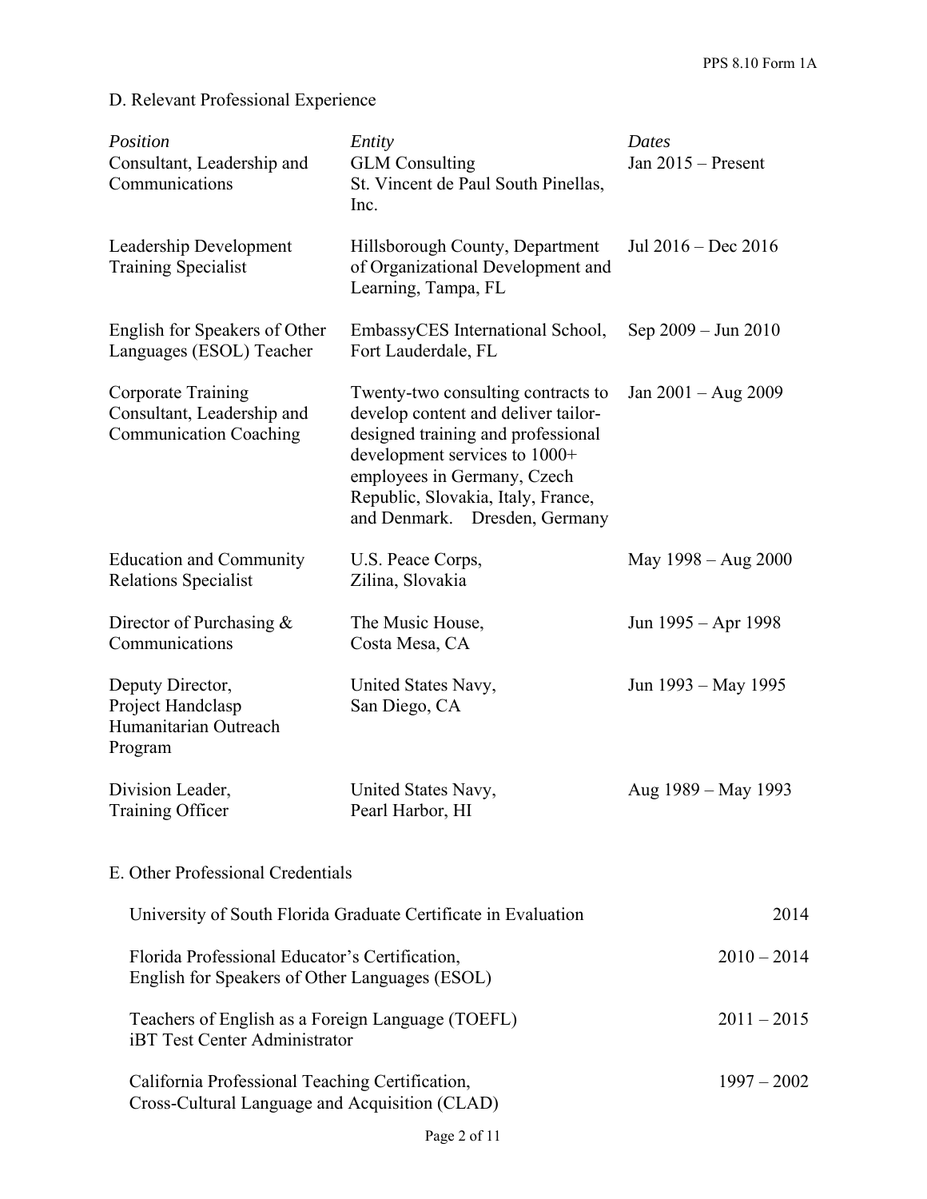## D. Relevant Professional Experience

| *Position* | *Entity* | *Dates* |
|---|---|---|
| Consultant, Leadership and Communications | GLM Consulting<br>St. Vincent de Paul South Pinellas, Inc. | Jan 2015 – Present |
| Leadership Development Training Specialist | Hillsborough County, Department of Organizational Development and Learning, Tampa, FL | Jul 2016 – Dec 2016 |
| English for Speakers of Other Languages (ESOL) Teacher | EmbassyCES International School, Fort Lauderdale, FL | Sep 2009 – Jun 2010 |
| Corporate Training Consultant, Leadership and Communication Coaching | Twenty-two consulting contracts to develop content and deliver tailor-designed training and professional development services to 1000+ employees in Germany, Czech Republic, Slovakia, Italy, France, and Denmark. Dresden, Germany | Jan 2001 – Aug 2009 |
| Education and Community Relations Specialist | U.S. Peace Corps, Zilina, Slovakia | May 1998 – Aug 2000 |
| Director of Purchasing & Communications | The Music House, Costa Mesa, CA | Jun 1995 – Apr 1998 |
| Deputy Director, Project Handclasp Humanitarian Outreach Program | United States Navy, San Diego, CA | Jun 1993 – May 1995 |
| Division Leader, Training Officer | United States Navy, Pearl Harbor, HI | Aug 1989 – May 1993 |

## E. Other Professional Credentials

| Credential | Dates |
|---|---|
| University of South Florida Graduate Certificate in Evaluation | 2014 |
| Florida Professional Educator's Certification, English for Speakers of Other Languages (ESOL) | 2010 – 2014 |
| Teachers of English as a Foreign Language (TOEFL) iBT Test Center Administrator | 2011 – 2015 |
| California Professional Teaching Certification, Cross-Cultural Language and Acquisition (CLAD) | 1997 – 2002 |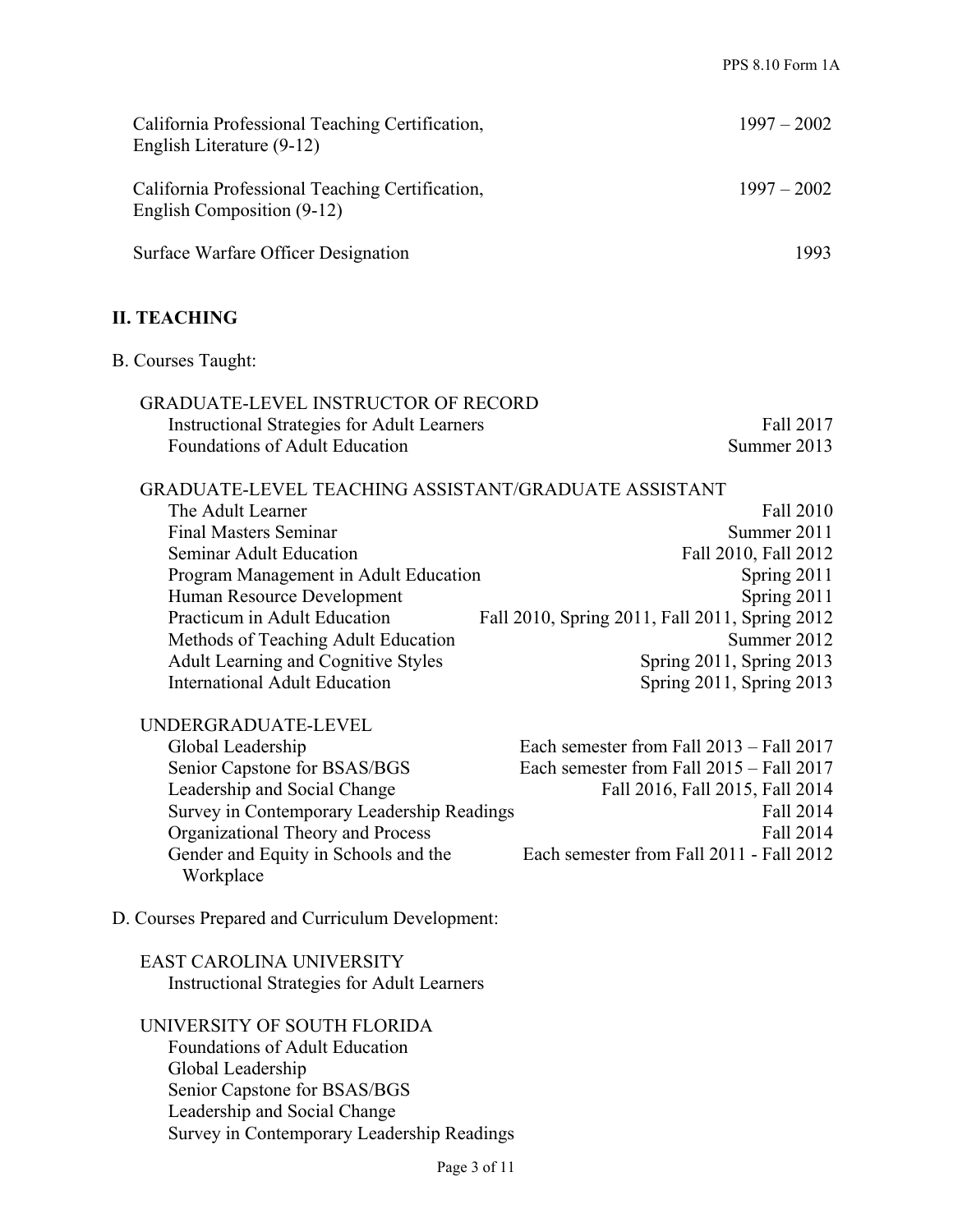| | |
|---|---|
| California Professional Teaching Certification, English Literature (9-12) | 1997 – 2002 |
| California Professional Teaching Certification, English Composition (9-12) | 1997 – 2002 |
| Surface Warfare Officer Designation | 1993 |

## II. TEACHING

B. Courses Taught:

GRADUATE-LEVEL INSTRUCTOR OF RECORD

| Course | Term |
|---|---|
| Instructional Strategies for Adult Learners | Fall 2017 |
| Foundations of Adult Education | Summer 2013 |

GRADUATE-LEVEL TEACHING ASSISTANT/GRADUATE ASSISTANT

| Course | Term |
|---|---|
| The Adult Learner | Fall 2010 |
| Final Masters Seminar | Summer 2011 |
| Seminar Adult Education | Fall 2010, Fall 2012 |
| Program Management in Adult Education | Spring 2011 |
| Human Resource Development | Spring 2011 |
| Practicum in Adult Education | Fall 2010, Spring 2011, Fall 2011, Spring 2012 |
| Methods of Teaching Adult Education | Summer 2012 |
| Adult Learning and Cognitive Styles | Spring 2011, Spring 2013 |
| International Adult Education | Spring 2011, Spring 2013 |

UNDERGRADUATE-LEVEL

| Course | Term |
|---|---|
| Global Leadership | Each semester from Fall 2013 – Fall 2017 |
| Senior Capstone for BSAS/BGS | Each semester from Fall 2015 – Fall 2017 |
| Leadership and Social Change | Fall 2016, Fall 2015, Fall 2014 |
| Survey in Contemporary Leadership Readings | Fall 2014 |
| Organizational Theory and Process | Fall 2014 |
| Gender and Equity in Schools and the Workplace | Each semester from Fall 2011 - Fall 2012 |

D. Courses Prepared and Curriculum Development:

EAST CAROLINA UNIVERSITY

- Instructional Strategies for Adult Learners

UNIVERSITY OF SOUTH FLORIDA

- Foundations of Adult Education
- Global Leadership
- Senior Capstone for BSAS/BGS
- Leadership and Social Change
- Survey in Contemporary Leadership Readings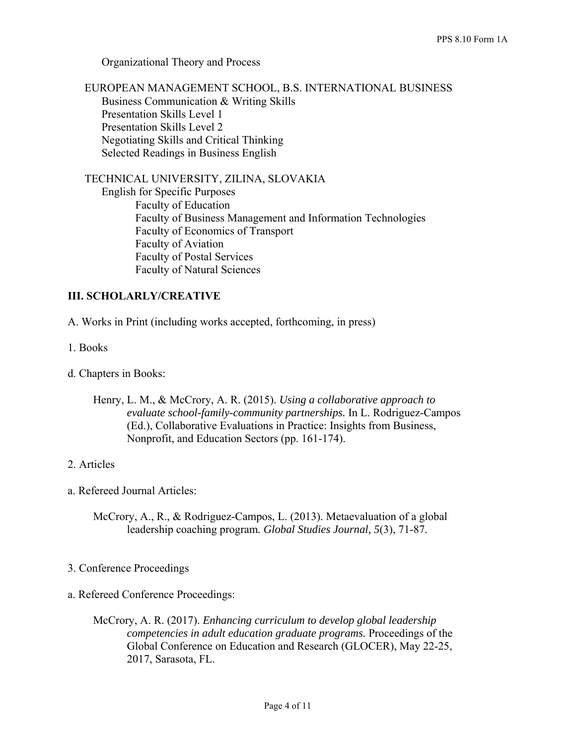Organizational Theory and Process

EUROPEAN MANAGEMENT SCHOOL, B.S. INTERNATIONAL BUSINESS

- Business Communication & Writing Skills
- Presentation Skills Level 1
- Presentation Skills Level 2
- Negotiating Skills and Critical Thinking
- Selected Readings in Business English

TECHNICAL UNIVERSITY, ZILINA, SLOVAKIA

- English for Specific Purposes
  - Faculty of Education
  - Faculty of Business Management and Information Technologies
  - Faculty of Economics of Transport
  - Faculty of Aviation
  - Faculty of Postal Services
  - Faculty of Natural Sciences

## III. SCHOLARLY/CREATIVE

A. Works in Print (including works accepted, forthcoming, in press)

1. Books

d. Chapters in Books:

Henry, L. M., & McCrory, A. R. (2015). *Using a collaborative approach to evaluate school-family-community partnerships.* In L. Rodriguez-Campos (Ed.), Collaborative Evaluations in Practice: Insights from Business, Nonprofit, and Education Sectors (pp. 161-174).

2. Articles

a. Refereed Journal Articles:

McCrory, A., R., & Rodriguez-Campos, L. (2013). Metaevaluation of a global leadership coaching program*. Global Studies Journal, 5*(3), 71-87.

3. Conference Proceedings

a. Refereed Conference Proceedings:

McCrory, A. R. (2017). *Enhancing curriculum to develop global leadership competencies in adult education graduate programs.* Proceedings of the Global Conference on Education and Research (GLOCER), May 22-25, 2017, Sarasota, FL.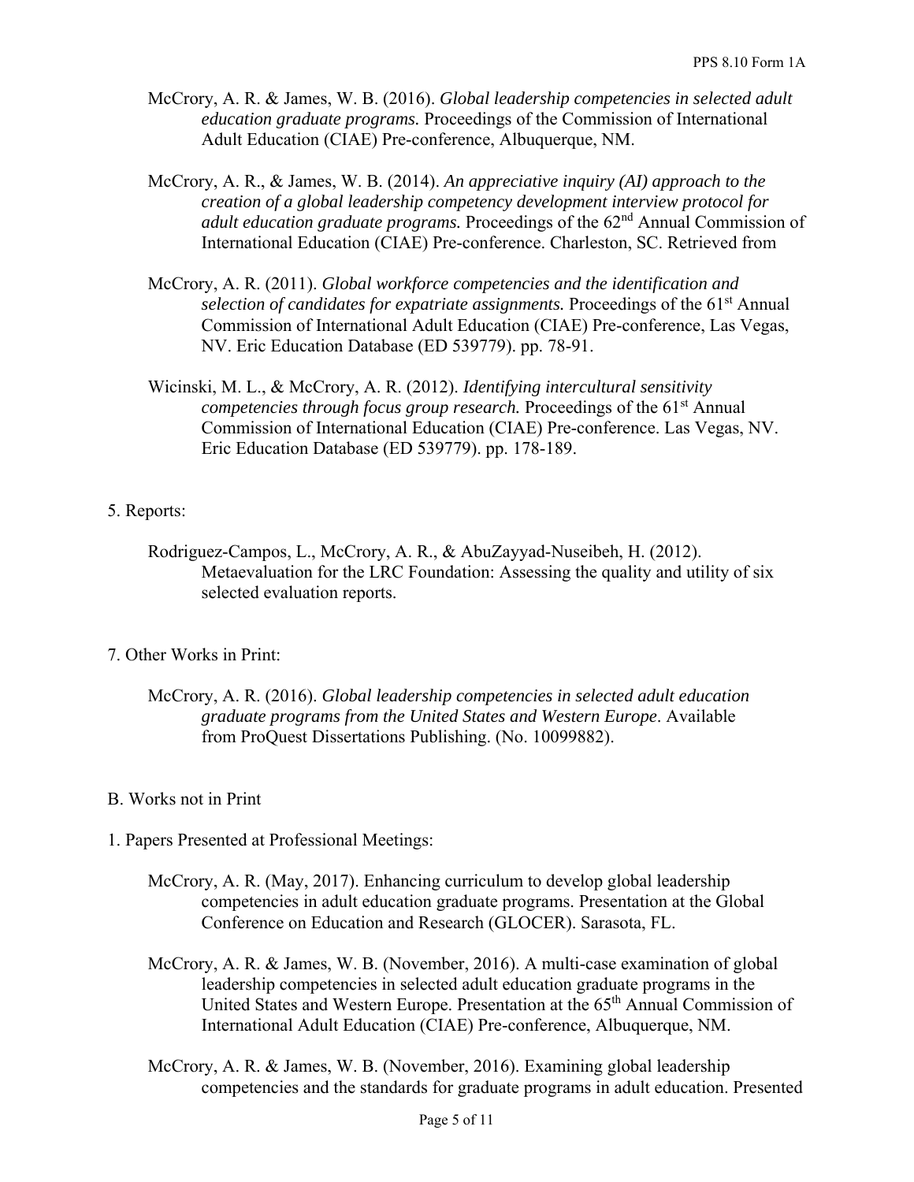McCrory, A. R. & James, W. B. (2016). *Global leadership competencies in selected adult education graduate programs.* Proceedings of the Commission of International Adult Education (CIAE) Pre-conference, Albuquerque, NM.

McCrory, A. R., & James, W. B. (2014). *An appreciative inquiry (AI) approach to the creation of a global leadership competency development interview protocol for adult education graduate programs.* Proceedings of the 62nd Annual Commission of International Education (CIAE) Pre-conference. Charleston, SC. Retrieved from

McCrory, A. R. (2011). *Global workforce competencies and the identification and selection of candidates for expatriate assignments.* Proceedings of the 61st Annual Commission of International Adult Education (CIAE) Pre-conference, Las Vegas, NV. Eric Education Database (ED 539779). pp. 78-91.

Wicinski, M. L., & McCrory, A. R. (2012). *Identifying intercultural sensitivity competencies through focus group research.* Proceedings of the 61st Annual Commission of International Education (CIAE) Pre-conference. Las Vegas, NV. Eric Education Database (ED 539779). pp. 178-189.

5. Reports:

Rodriguez-Campos, L., McCrory, A. R., & AbuZayyad-Nuseibeh, H. (2012). Metaevaluation for the LRC Foundation: Assessing the quality and utility of six selected evaluation reports.

7. Other Works in Print:

McCrory, A. R. (2016). *Global leadership competencies in selected adult education graduate programs from the United States and Western Europe*. Available from ProQuest Dissertations Publishing. (No. 10099882).

B. Works not in Print

1. Papers Presented at Professional Meetings:

McCrory, A. R. (May, 2017). Enhancing curriculum to develop global leadership competencies in adult education graduate programs. Presentation at the Global Conference on Education and Research (GLOCER). Sarasota, FL.

McCrory, A. R. & James, W. B. (November, 2016). A multi-case examination of global leadership competencies in selected adult education graduate programs in the United States and Western Europe. Presentation at the 65th Annual Commission of International Adult Education (CIAE) Pre-conference, Albuquerque, NM.

McCrory, A. R. & James, W. B. (November, 2016). Examining global leadership competencies and the standards for graduate programs in adult education. Presented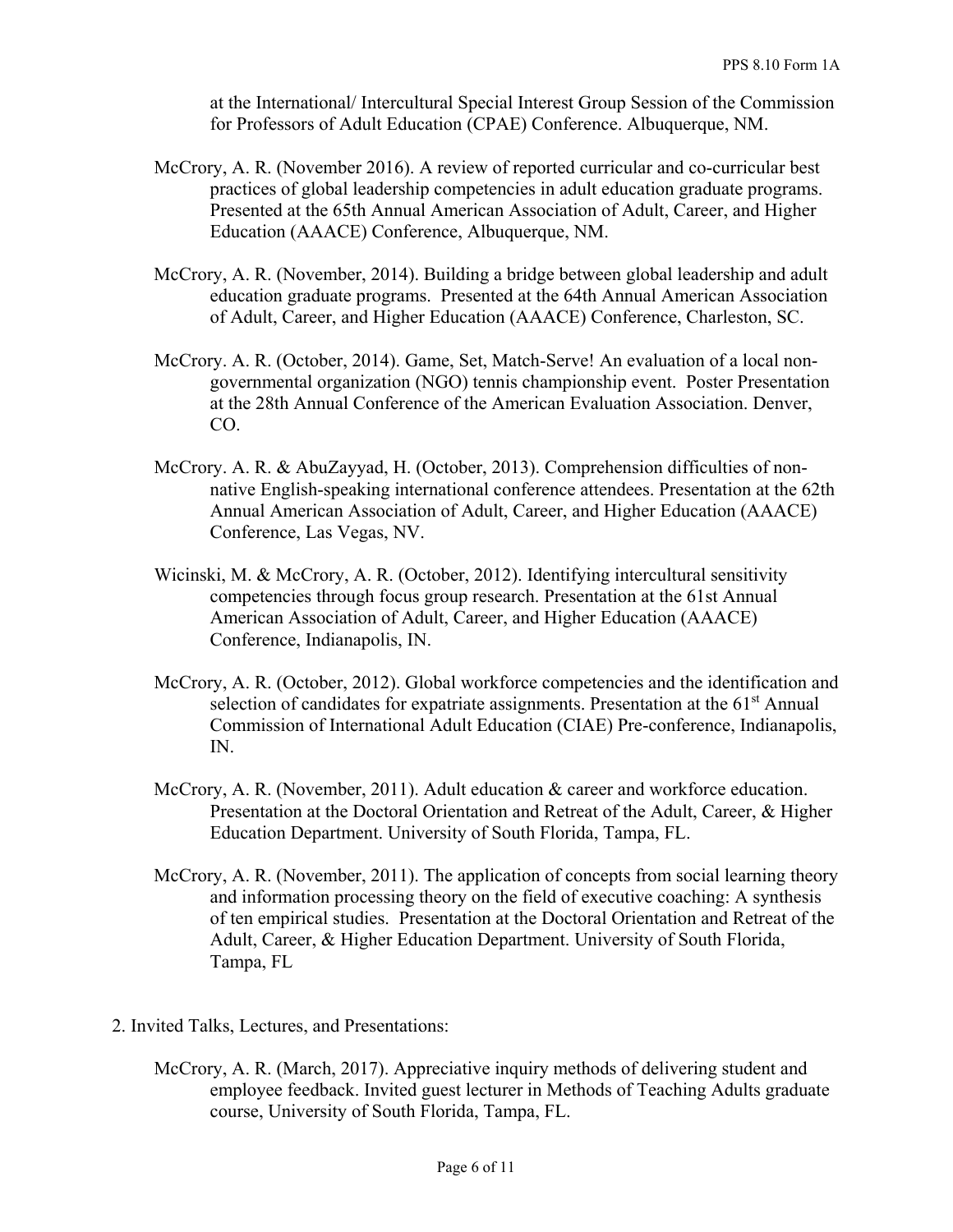at the International/ Intercultural Special Interest Group Session of the Commission for Professors of Adult Education (CPAE) Conference. Albuquerque, NM.

McCrory, A. R. (November 2016). A review of reported curricular and co-curricular best practices of global leadership competencies in adult education graduate programs. Presented at the 65th Annual American Association of Adult, Career, and Higher Education (AAACE) Conference, Albuquerque, NM.

McCrory, A. R. (November, 2014). Building a bridge between global leadership and adult education graduate programs. Presented at the 64th Annual American Association of Adult, Career, and Higher Education (AAACE) Conference, Charleston, SC.

McCrory. A. R. (October, 2014). Game, Set, Match-Serve! An evaluation of a local non-governmental organization (NGO) tennis championship event. Poster Presentation at the 28th Annual Conference of the American Evaluation Association. Denver, CO.

McCrory. A. R. & AbuZayyad, H. (October, 2013). Comprehension difficulties of non-native English-speaking international conference attendees. Presentation at the 62th Annual American Association of Adult, Career, and Higher Education (AAACE) Conference, Las Vegas, NV.

Wicinski, M. & McCrory, A. R. (October, 2012). Identifying intercultural sensitivity competencies through focus group research. Presentation at the 61st Annual American Association of Adult, Career, and Higher Education (AAACE) Conference, Indianapolis, IN.

McCrory, A. R. (October, 2012). Global workforce competencies and the identification and selection of candidates for expatriate assignments. Presentation at the 61st Annual Commission of International Adult Education (CIAE) Pre-conference, Indianapolis, IN.

McCrory, A. R. (November, 2011). Adult education & career and workforce education. Presentation at the Doctoral Orientation and Retreat of the Adult, Career, & Higher Education Department. University of South Florida, Tampa, FL.

McCrory, A. R. (November, 2011). The application of concepts from social learning theory and information processing theory on the field of executive coaching: A synthesis of ten empirical studies. Presentation at the Doctoral Orientation and Retreat of the Adult, Career, & Higher Education Department. University of South Florida, Tampa, FL

2. Invited Talks, Lectures, and Presentations:

McCrory, A. R. (March, 2017). Appreciative inquiry methods of delivering student and employee feedback. Invited guest lecturer in Methods of Teaching Adults graduate course, University of South Florida, Tampa, FL.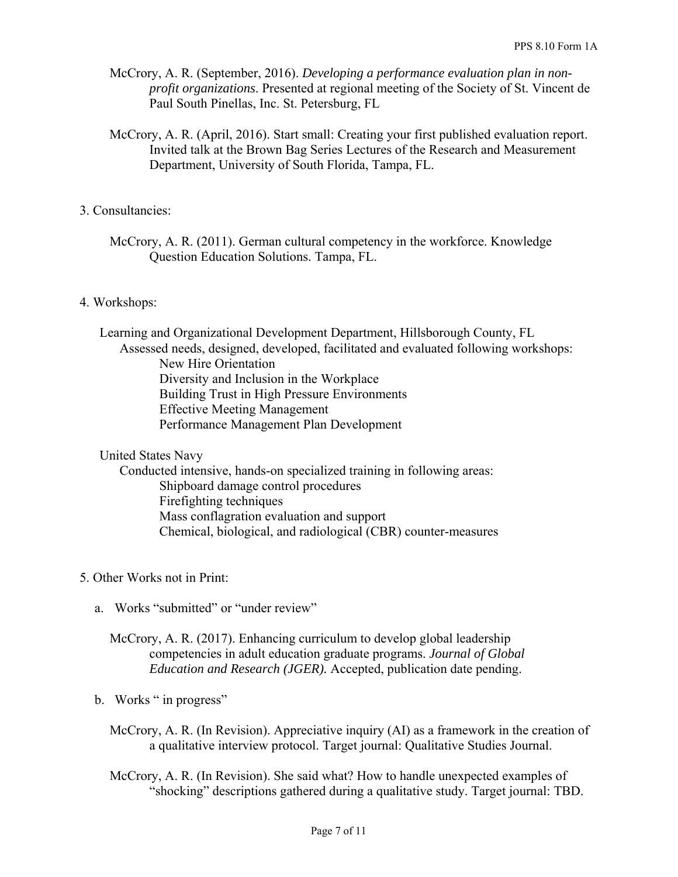McCrory, A. R. (September, 2016). *Developing a performance evaluation plan in non-profit organizations*. Presented at regional meeting of the Society of St. Vincent de Paul South Pinellas, Inc. St. Petersburg, FL

McCrory, A. R. (April, 2016). Start small: Creating your first published evaluation report. Invited talk at the Brown Bag Series Lectures of the Research and Measurement Department, University of South Florida, Tampa, FL.

3. Consultancies:

McCrory, A. R. (2011). German cultural competency in the workforce. Knowledge Question Education Solutions. Tampa, FL.

4. Workshops:

Learning and Organizational Development Department, Hillsborough County, FL

Assessed needs, designed, developed, facilitated and evaluated following workshops:

- New Hire Orientation
- Diversity and Inclusion in the Workplace
- Building Trust in High Pressure Environments
- Effective Meeting Management
- Performance Management Plan Development

United States Navy

Conducted intensive, hands-on specialized training in following areas:

- Shipboard damage control procedures
- Firefighting techniques
- Mass conflagration evaluation and support
- Chemical, biological, and radiological (CBR) counter-measures

5. Other Works not in Print:

a. Works "submitted" or "under review"

McCrory, A. R. (2017). Enhancing curriculum to develop global leadership competencies in adult education graduate programs. *Journal of Global Education and Research (JGER).* Accepted, publication date pending.

b. Works " in progress"

McCrory, A. R. (In Revision). Appreciative inquiry (AI) as a framework in the creation of a qualitative interview protocol. Target journal: Qualitative Studies Journal.

McCrory, A. R. (In Revision). She said what? How to handle unexpected examples of "shocking" descriptions gathered during a qualitative study. Target journal: TBD.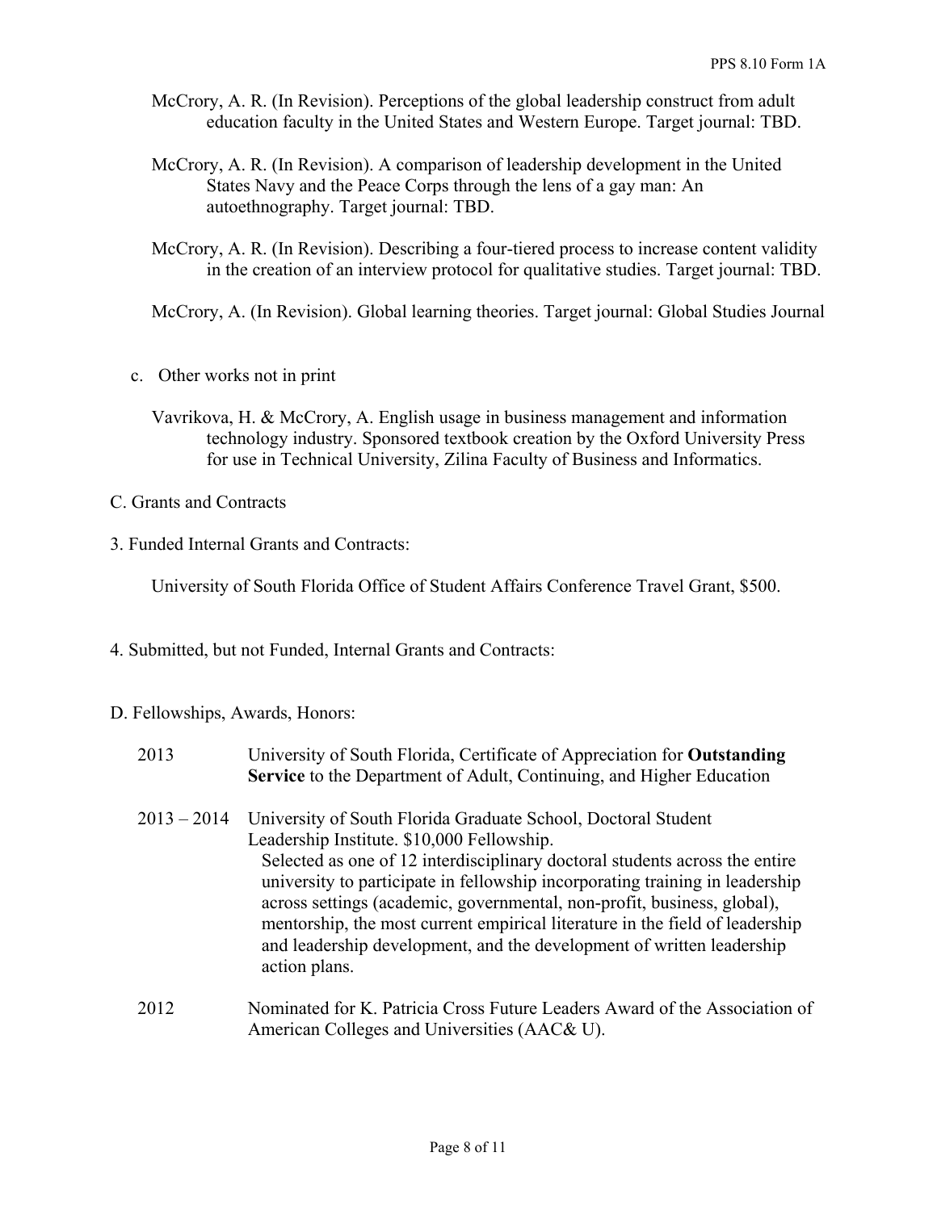McCrory, A. R. (In Revision). Perceptions of the global leadership construct from adult education faculty in the United States and Western Europe. Target journal: TBD.

McCrory, A. R. (In Revision). A comparison of leadership development in the United States Navy and the Peace Corps through the lens of a gay man: An autoethnography. Target journal: TBD.

McCrory, A. R. (In Revision). Describing a four-tiered process to increase content validity in the creation of an interview protocol for qualitative studies. Target journal: TBD.

McCrory, A. (In Revision). Global learning theories. Target journal: Global Studies Journal

c. Other works not in print

Vavrikova, H. & McCrory, A. English usage in business management and information technology industry. Sponsored textbook creation by the Oxford University Press for use in Technical University, Zilina Faculty of Business and Informatics.

C. Grants and Contracts

3. Funded Internal Grants and Contracts:

University of South Florida Office of Student Affairs Conference Travel Grant, $500.

4. Submitted, but not Funded, Internal Grants and Contracts:

D. Fellowships, Awards, Honors:

2013 — University of South Florida, Certificate of Appreciation for **Outstanding Service** to the Department of Adult, Continuing, and Higher Education

2013 – 2014 — University of South Florida Graduate School, Doctoral Student Leadership Institute. $10,000 Fellowship.
Selected as one of 12 interdisciplinary doctoral students across the entire university to participate in fellowship incorporating training in leadership across settings (academic, governmental, non-profit, business, global), mentorship, the most current empirical literature in the field of leadership and leadership development, and the development of written leadership action plans.

2012 — Nominated for K. Patricia Cross Future Leaders Award of the Association of American Colleges and Universities (AAC& U).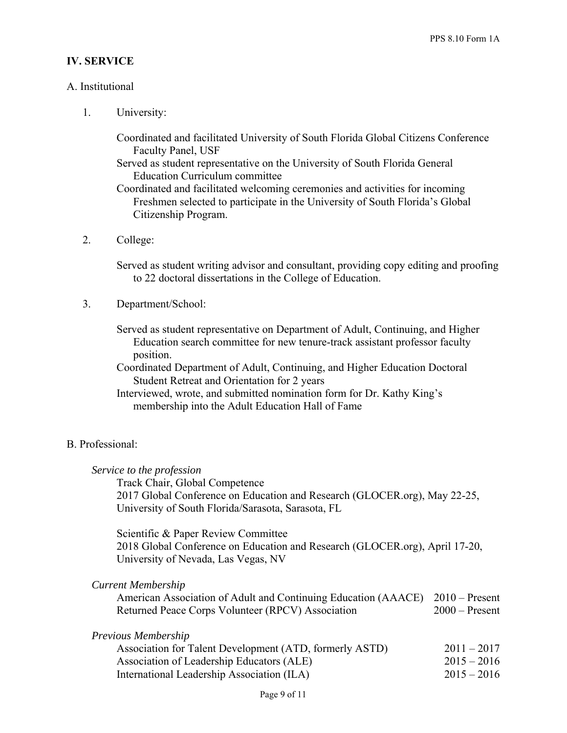## IV. SERVICE

### A. Institutional

1. University:

   Coordinated and facilitated University of South Florida Global Citizens Conference Faculty Panel, USF
   Served as student representative on the University of South Florida General Education Curriculum committee
   Coordinated and facilitated welcoming ceremonies and activities for incoming Freshmen selected to participate in the University of South Florida's Global Citizenship Program.

2. College:

   Served as student writing advisor and consultant, providing copy editing and proofing to 22 doctoral dissertations in the College of Education.

3. Department/School:

   Served as student representative on Department of Adult, Continuing, and Higher Education search committee for new tenure-track assistant professor faculty position.
   Coordinated Department of Adult, Continuing, and Higher Education Doctoral Student Retreat and Orientation for 2 years
   Interviewed, wrote, and submitted nomination form for Dr. Kathy King's membership into the Adult Education Hall of Fame

### B. Professional:

*Service to the profession*

Track Chair, Global Competence
2017 Global Conference on Education and Research (GLOCER.org), May 22-25, University of South Florida/Sarasota, Sarasota, FL

Scientific & Paper Review Committee
2018 Global Conference on Education and Research (GLOCER.org), April 17-20, University of Nevada, Las Vegas, NV

*Current Membership*

| | |
|---|---|
| American Association of Adult and Continuing Education (AAACE) | 2010 – Present |
| Returned Peace Corps Volunteer (RPCV) Association | 2000 – Present |

*Previous Membership*

| | |
|---|---|
| Association for Talent Development (ATD, formerly ASTD) | 2011 – 2017 |
| Association of Leadership Educators (ALE) | 2015 – 2016 |
| International Leadership Association (ILA) | 2015 – 2016 |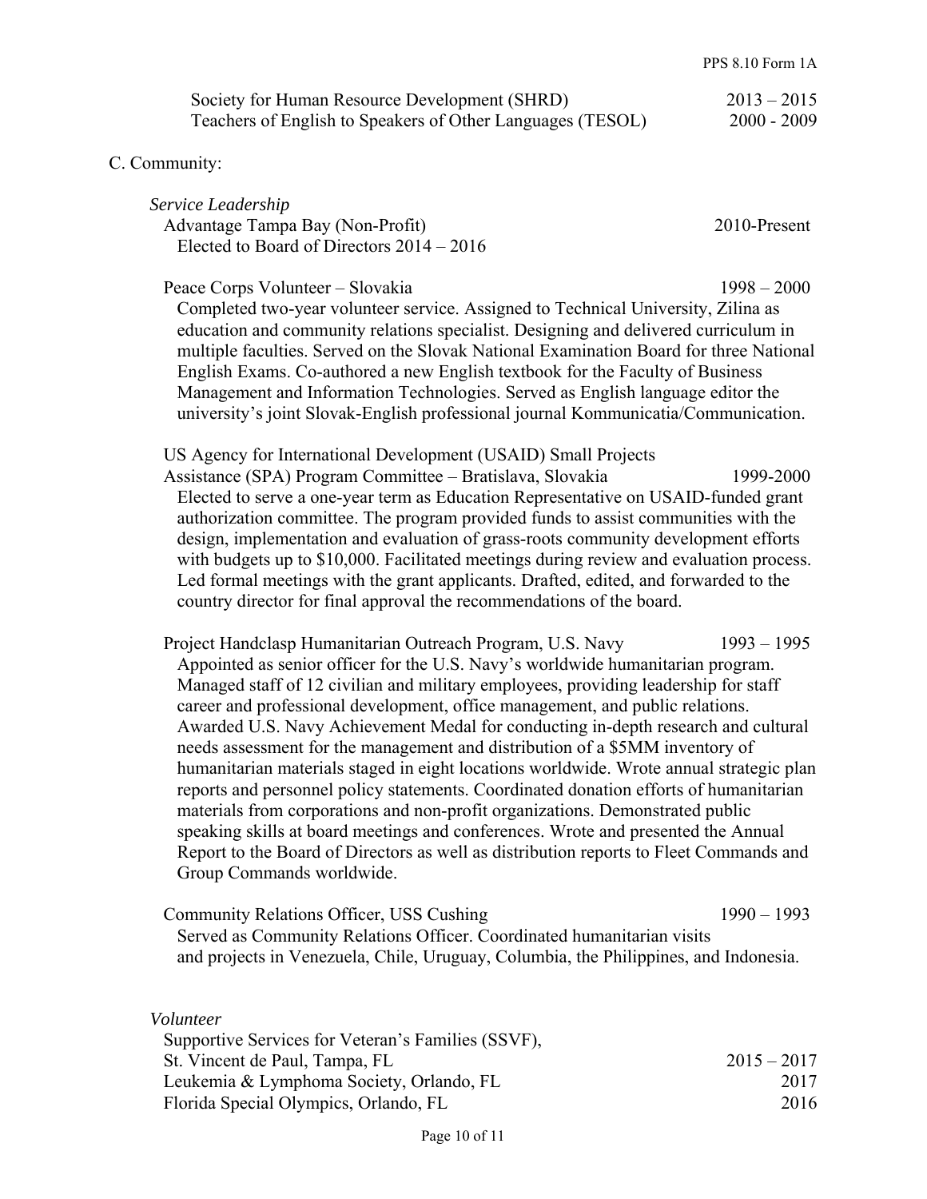Society for Human Resource Development (SHRD) 2013 – 2015
Teachers of English to Speakers of Other Languages (TESOL) 2000 - 2009

C. Community:

*Service Leadership*

Advantage Tampa Bay (Non-Profit) 2010-Present
Elected to Board of Directors 2014 – 2016

Peace Corps Volunteer – Slovakia 1998 – 2000
Completed two-year volunteer service. Assigned to Technical University, Zilina as education and community relations specialist. Designing and delivered curriculum in multiple faculties. Served on the Slovak National Examination Board for three National English Exams. Co-authored a new English textbook for the Faculty of Business Management and Information Technologies. Served as English language editor the university's joint Slovak-English professional journal Kommunicatia/Communication.

US Agency for International Development (USAID) Small Projects Assistance (SPA) Program Committee – Bratislava, Slovakia 1999-2000
Elected to serve a one-year term as Education Representative on USAID-funded grant authorization committee. The program provided funds to assist communities with the design, implementation and evaluation of grass-roots community development efforts with budgets up to $10,000. Facilitated meetings during review and evaluation process. Led formal meetings with the grant applicants. Drafted, edited, and forwarded to the country director for final approval the recommendations of the board.

Project Handclasp Humanitarian Outreach Program, U.S. Navy 1993 – 1995
Appointed as senior officer for the U.S. Navy's worldwide humanitarian program. Managed staff of 12 civilian and military employees, providing leadership for staff career and professional development, office management, and public relations. Awarded U.S. Navy Achievement Medal for conducting in-depth research and cultural needs assessment for the management and distribution of a $5MM inventory of humanitarian materials staged in eight locations worldwide. Wrote annual strategic plan reports and personnel policy statements. Coordinated donation efforts of humanitarian materials from corporations and non-profit organizations. Demonstrated public speaking skills at board meetings and conferences. Wrote and presented the Annual Report to the Board of Directors as well as distribution reports to Fleet Commands and Group Commands worldwide.

Community Relations Officer, USS Cushing 1990 – 1993
Served as Community Relations Officer. Coordinated humanitarian visits and projects in Venezuela, Chile, Uruguay, Columbia, the Philippines, and Indonesia.

*Volunteer*

Supportive Services for Veteran's Families (SSVF), St. Vincent de Paul, Tampa, FL 2015 – 2017
Leukemia & Lymphoma Society, Orlando, FL 2017
Florida Special Olympics, Orlando, FL 2016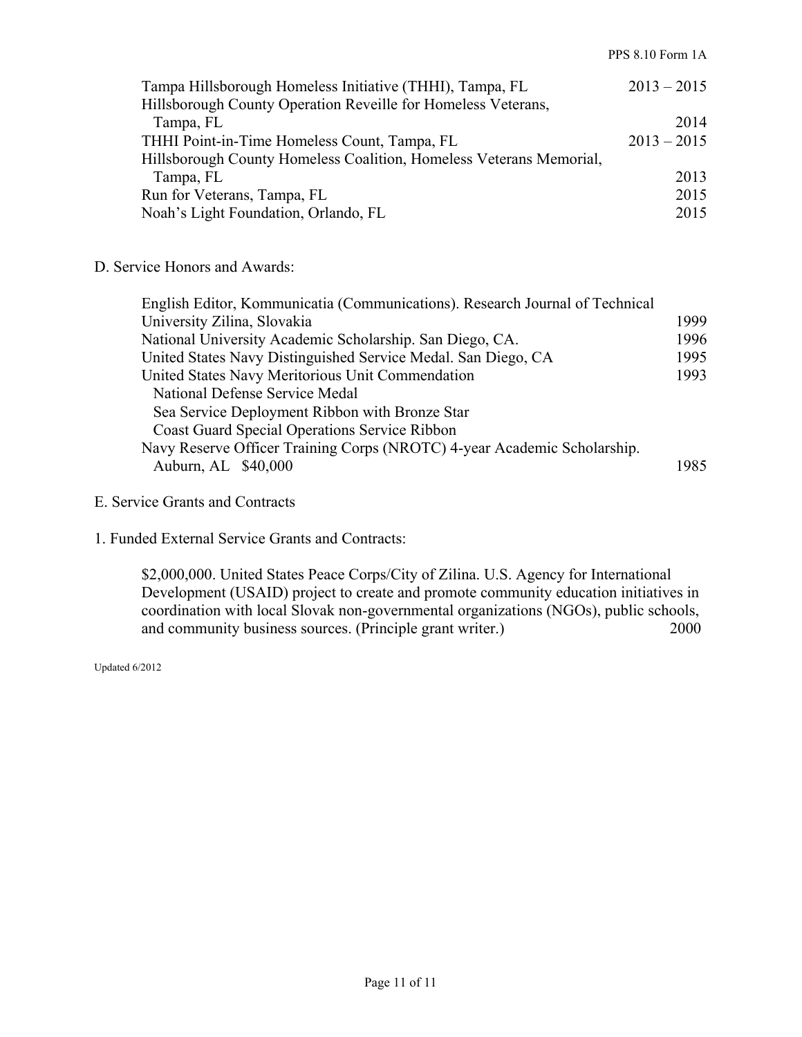Tampa Hillsborough Homeless Initiative (THHI), Tampa, FL 2013 – 2015
Hillsborough County Operation Reveille for Homeless Veterans, Tampa, FL 2014
THHI Point-in-Time Homeless Count, Tampa, FL 2013 – 2015
Hillsborough County Homeless Coalition, Homeless Veterans Memorial, Tampa, FL 2013
Run for Veterans, Tampa, FL 2015
Noah's Light Foundation, Orlando, FL 2015

D. Service Honors and Awards:

English Editor, Kommunicatia (Communications). Research Journal of Technical University Zilina, Slovakia 1999
National University Academic Scholarship. San Diego, CA. 1996
United States Navy Distinguished Service Medal. San Diego, CA 1995
United States Navy Meritorious Unit Commendation 1993
National Defense Service Medal
Sea Service Deployment Ribbon with Bronze Star
Coast Guard Special Operations Service Ribbon
Navy Reserve Officer Training Corps (NROTC) 4-year Academic Scholarship. Auburn, AL $40,000 1985

E. Service Grants and Contracts

1. Funded External Service Grants and Contracts:

$2,000,000. United States Peace Corps/City of Zilina. U.S. Agency for International Development (USAID) project to create and promote community education initiatives in coordination with local Slovak non-governmental organizations (NGOs), public schools, and community business sources. (Principle grant writer.) 2000

Updated 6/2012